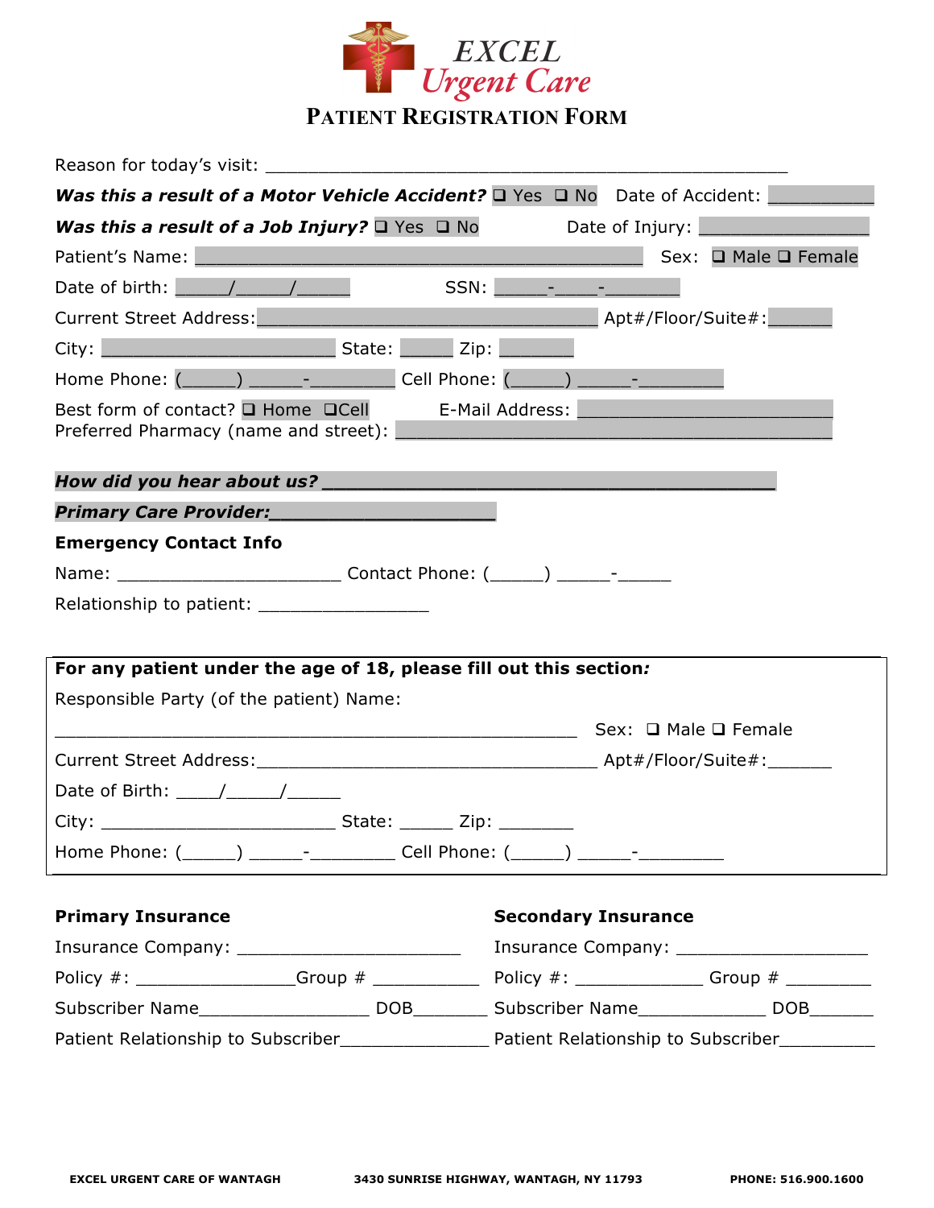# EXCEL Urgent Care

## PATIENT REGISTRATION FORM

Reason for today's visit: ____________________________________________________

***Was this a result of a Motor Vehicle Accident?*** ❑ Yes ❑ No Date of Accident: __________

***Was this a result of a Job Injury?*** ❑ Yes ❑ No Date of Injury: ________________

Patient's Name: ____________________________________________ Sex: ❑ Male ❑ Female

Date of birth: _____/_____/_____ SSN: _____-_____-_______

Current Street Address:__________________________________ Apt#/Floor/Suite#:______

City: ______________________ State: _____ Zip: _______

Home Phone: (_____) _____-________ Cell Phone: (_____) _____-________

Best form of contact? ❑ Home ❑Cell E-Mail Address: ________________________

Preferred Pharmacy (name and street): __________________________________________

***How did you hear about us?*** ___________________________________________

***Primary Care Provider:***____________________

**Emergency Contact Info**

Name: _____________________ Contact Phone: (_____) _____-_____

Relationship to patient: ________________

**For any patient under the age of 18, please fill out this section*:***

Responsible Party (of the patient) Name:

__________________________________________________ Sex: ❑ Male ❑ Female

Current Street Address:_________________________________ Apt#/Floor/Suite#:______

Date of Birth: ____/_____/_____

City: ______________________ State: _____ Zip: _______

Home Phone: (_____) _____-________ Cell Phone: (_____) _____-________

**Primary Insurance**

Insurance Company: ______________________

Policy #: _______________Group # __________

Subscriber Name_________________ DOB_______

Patient Relationship to Subscriber______________

**Secondary Insurance**

Insurance Company: ___________________

Policy #: ____________ Group # ________

Subscriber Name____________ DOB______

Patient Relationship to Subscriber_________

**EXCEL URGENT CARE OF WANTAGH** **3430 SUNRISE HIGHWAY, WANTAGH, NY 11793** **PHONE: 516.900.1600**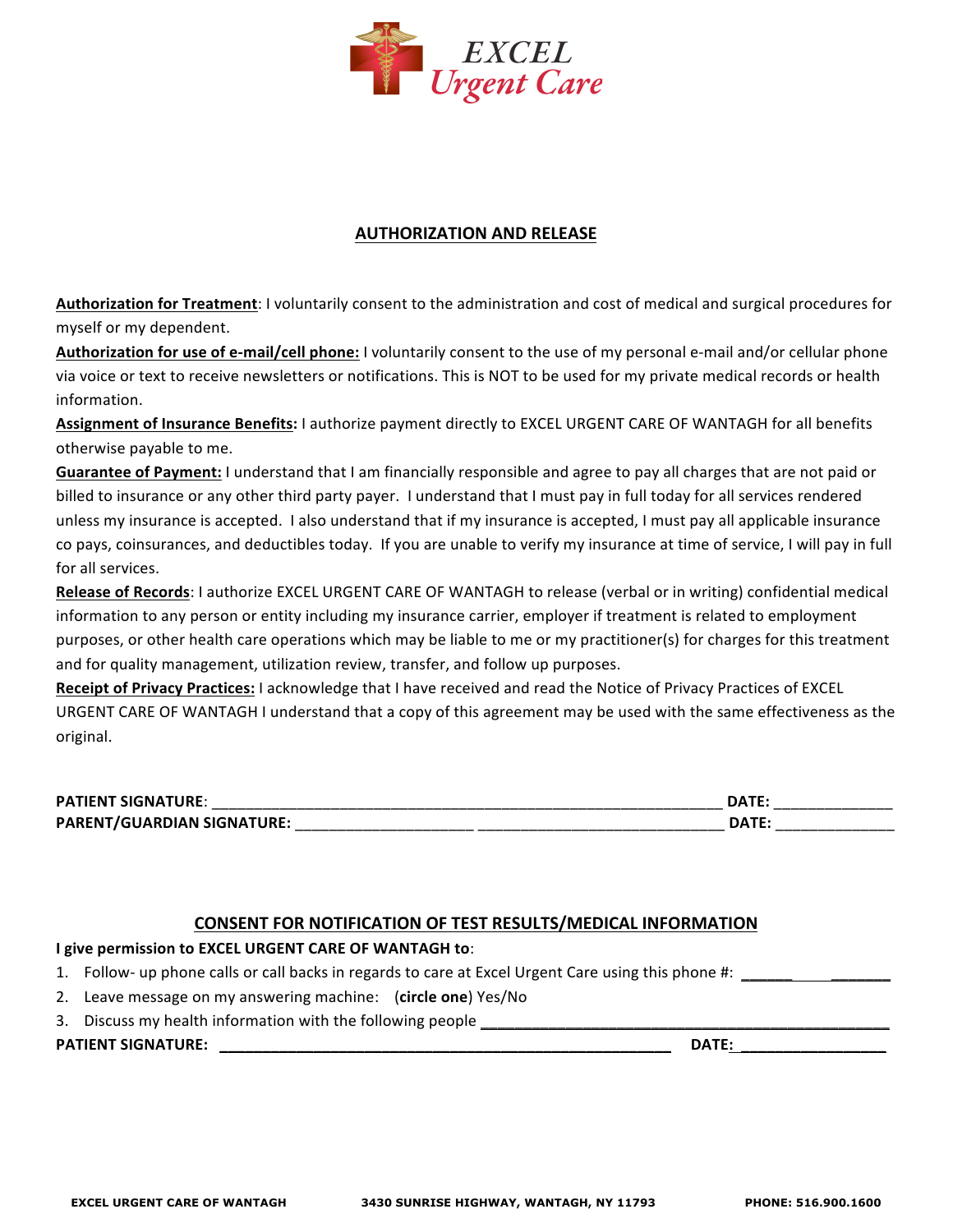EXCEL
Urgent Care

## AUTHORIZATION AND RELEASE

**Authorization for Treatment**: I voluntarily consent to the administration and cost of medical and surgical procedures for myself or my dependent.

**Authorization for use of e-mail/cell phone:** I voluntarily consent to the use of my personal e-mail and/or cellular phone via voice or text to receive newsletters or notifications. This is NOT to be used for my private medical records or health information.

**Assignment of Insurance Benefits:** I authorize payment directly to EXCEL URGENT CARE OF WANTAGH for all benefits otherwise payable to me.

**Guarantee of Payment:** I understand that I am financially responsible and agree to pay all charges that are not paid or billed to insurance or any other third party payer. I understand that I must pay in full today for all services rendered unless my insurance is accepted. I also understand that if my insurance is accepted, I must pay all applicable insurance co pays, coinsurances, and deductibles today. If you are unable to verify my insurance at time of service, I will pay in full for all services.

**Release of Records**: I authorize EXCEL URGENT CARE OF WANTAGH to release (verbal or in writing) confidential medical information to any person or entity including my insurance carrier, employer if treatment is related to employment purposes, or other health care operations which may be liable to me or my practitioner(s) for charges for this treatment and for quality management, utilization review, transfer, and follow up purposes.

**Receipt of Privacy Practices:** I acknowledge that I have received and read the Notice of Privacy Practices of EXCEL URGENT CARE OF WANTAGH I understand that a copy of this agreement may be used with the same effectiveness as the original.

**PATIENT SIGNATURE**: _______________________________________________ **DATE:** ______________

**PARENT/GUARDIAN SIGNATURE:** _____________________ _____________________________ **DATE:** ______________

## CONSENT FOR NOTIFICATION OF TEST RESULTS/MEDICAL INFORMATION

**I give permission to EXCEL URGENT CARE OF WANTAGH to**:

1. Follow- up phone calls or call backs in regards to care at Excel Urgent Care using this phone #: ______ _______
2. Leave message on my answering machine: (**circle one**) Yes/No
3. Discuss my health information with the following people _______________________________________________

**PATIENT SIGNATURE: _____________________________________________________ DATE: _________________**

EXCEL URGENT CARE OF WANTAGH 3430 SUNRISE HIGHWAY, WANTAGH, NY 11793 PHONE: 516.900.1600